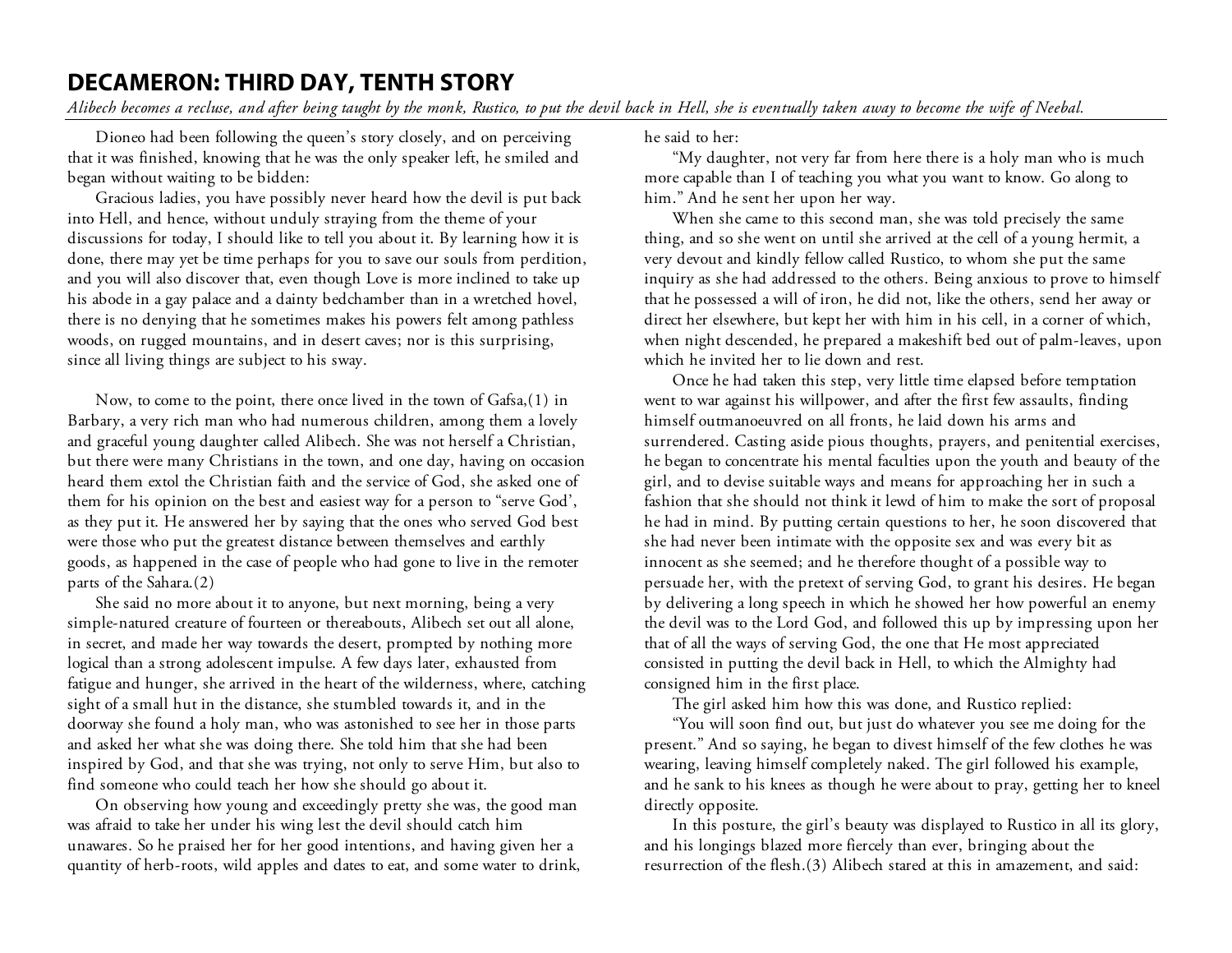# DECAMERON: THIRD DAY, TENTH STORY

*Alibech becomes a recluse, and after being taught by the monk, Rustico, to put the devil back in Hell, she is eventually taken away to become the wife of Neebal.*

Dioneo had been following the queen's story closely, and on perceiving that it was finished, knowing that he was the only speaker left, he smiled and began without waiting to be bidden:

Gracious ladies, you have possibly never heard how the devil is put back into Hell, and hence, without unduly straying from the theme of your discussions for today, I should like to tell you about it. By learning how it is done, there may yet be time perhaps for you to save our souls from perdition, and you will also discover that, even though Love is more inclined to take up his abode in a gay palace and a dainty bedchamber than in a wretched hovel, there is no denying that he sometimes makes his powers felt among pathless woods, on rugged mountains, and in desert caves; nor is this surprising, since all living things are subject to his sway.

Now, to come to the point, there once lived in the town of Gafsa,(1) in Barbary, a very rich man who had numerous children, among them a lovely and graceful young daughter called Alibech. She was not herself a Christian, but there were many Christians in the town, and one day, having on occasion heard them extol the Christian faith and the service of God, she asked one of them for his opinion on the best and easiest way for a person to "serve God', as they put it. He answered her by saying that the ones who served God best were those who put the greatest distance between themselves and earthly goods, as happened in the case of people who had gone to live in the remoter parts of the Sahara.(2)

She said no more about it to anyone, but next morning, being a very simple-natured creature of fourteen or thereabouts, Alibech set out all alone, in secret, and made her way towards the desert, prompted by nothing more logical than a strong adolescent impulse. A few days later, exhausted from fatigue and hunger, she arrived in the heart of the wilderness, where, catching sight of a small hut in the distance, she stumbled towards it, and in the doorway she found a holy man, who was astonished to see her in those parts and asked her what she was doing there. She told him that she had been inspired by God, and that she was trying, not only to serve Him, but also to find someone who could teach her how she should go about it.

On observing how young and exceedingly pretty she was, the good man was afraid to take her under his wing lest the devil should catch him unawares. So he praised her for her good intentions, and having given her a quantity of herb-roots, wild apples and dates to eat, and some water to drink, he said to her:

"My daughter, not very far from here there is a holy man who is much more capable than I of teaching you what you want to know. Go along to him." And he sent her upon her way.

When she came to this second man, she was told precisely the same thing, and so she went on until she arrived at the cell of a young hermit, a very devout and kindly fellow called Rustico, to whom she put the same inquiry as she had addressed to the others. Being anxious to prove to himself that he possessed a will of iron, he did not, like the others, send her away or direct her elsewhere, but kept her with him in his cell, in a corner of which, when night descended, he prepared a makeshift bed out of palm-leaves, upon which he invited her to lie down and rest.

Once he had taken this step, very little time elapsed before temptation went to war against his willpower, and after the first few assaults, finding himself outmanoeuvred on all fronts, he laid down his arms and surrendered. Casting aside pious thoughts, prayers, and penitential exercises, he began to concentrate his mental faculties upon the youth and beauty of the girl, and to devise suitable ways and means for approaching her in such a fashion that she should not think it lewd of him to make the sort of proposal he had in mind. By putting certain questions to her, he soon discovered that she had never been intimate with the opposite sex and was every bit as innocent as she seemed; and he therefore thought of a possible way to persuade her, with the pretext of serving God, to grant his desires. He began by delivering a long speech in which he showed her how powerful an enemy the devil was to the Lord God, and followed this up by impressing upon her that of all the ways of serving God, the one that He most appreciated consisted in putting the devil back in Hell, to which the Almighty had consigned him in the first place.

The girl asked him how this was done, and Rustico replied:

"You will soon find out, but just do whatever you see me doing for the present." And so saying, he began to divest himself of the few clothes he was wearing, leaving himself completely naked. The girl followed his example, and he sank to his knees as though he were about to pray, getting her to kneel directly opposite.

In this posture, the girl's beauty was displayed to Rustico in all its glory, and his longings blazed more fiercely than ever, bringing about the resurrection of the flesh.(3) Alibech stared at this in amazement, and said: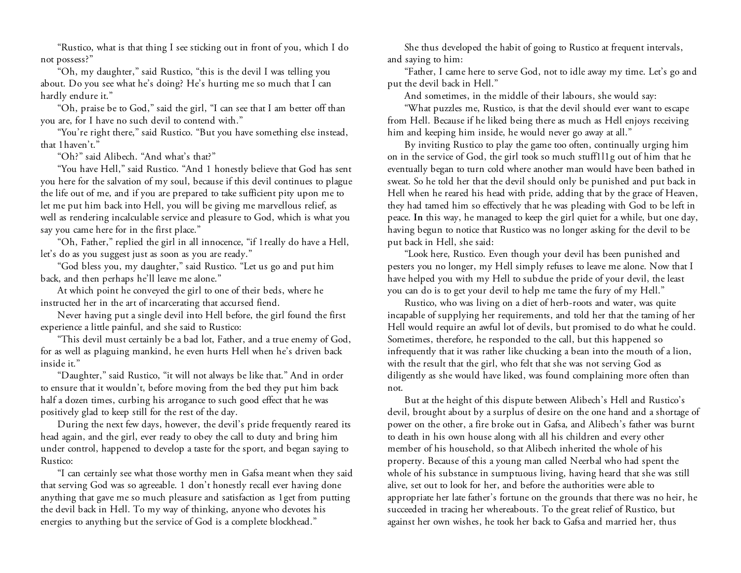"Rustico, what is that thing I see sticking out in front of you, which I do not possess?"

"Oh, my daughter," said Rustico, "this is the devil I was telling you about. Do you see what he's doing? He's hurting me so much that I can hardly endure it."

"Oh, praise be to God," said the girl, "I can see that I am better off than you are, for I have no such devil to contend with."

"You're right there," said Rustico. "But you have something else instead, that 1haven't."

"Oh?" said Alibech. "And what's that?"

"You have Hell," said Rustico. "And 1 honestly believe that God has sent you here for the salvation of my soul, because if this devil continues to plague the life out of me, and if you are prepared to take sufficient pity upon me to let me put him back into Hell, you will be giving me marvellous relief, as well as rendering incalculable service and pleasure to God, which is what you say you came here for in the first place."

"Oh, Father," replied the girl in all innocence, "if 1really do have a Hell, let's do as you suggest just as soon as you are ready."

"God bless you, my daughter," said Rustico. "Let us go and put him back, and then perhaps he'll leave me alone."

At which point he conveyed the girl to one of their beds, where he instructed her in the art of incarcerating that accursed fiend.

Never having put a single devil into Hell before, the girl found the first experience a little painful, and she said to Rustico:

"This devil must certainly be a bad lot, Father, and a true enemy of God, for as well as plaguing mankind, he even hurts Hell when he's driven back inside it."

"Daughter," said Rustico, "it will not always be like that." And in order to ensure that it wouldn't, before moving from the bed they put him back half a dozen times, curbing his arrogance to such good effect that he was positively glad to keep still for the rest of the day.

During the next few days, however, the devil's pride frequently reared its head again, and the girl, ever ready to obey the call to duty and bring him under control, happened to develop a taste for the sport, and began saying to Rustico:

"I can certainly see what those worthy men in Gafsa meant when they said that serving God was so agreeable. 1 don't honestly recall ever having done anything that gave me so much pleasure and satisfaction as 1get from putting the devil back in Hell. To my way of thinking, anyone who devotes his energies to anything but the service of God is a complete blockhead."

She thus developed the habit of going to Rustico at frequent intervals, and saying to him:

"Father, I came here to serve God, not to idle away my time. Let's go and put the devil back in Hell."

And sometimes, in the middle of their labours, she would say:

"What puzzles me, Rustico, is that the devil should ever want to escape from Hell. Because if he liked being there as much as Hell enjoys receiving him and keeping him inside, he would never go away at all."

By inviting Rustico to play the game too often, continually urging him on in the service of God, the girl took so much stuff1l1g out of him that he eventually began to turn cold where another man would have been bathed in sweat. So he told her that the devil should only be punished and put back in Hell when he reared his head with pride, adding that by the grace of Heaven, they had tamed him so effectively that he was pleading with God to be left in peace. **In** this way, he managed to keep the girl quiet for a while, but one day, having begun to notice that Rustico was no longer asking for the devil to be put back in Hell, she said:

"Look here, Rustico. Even though your devil has been punished and pesters you no longer, my Hell simply refuses to leave me alone. Now that I have helped you with my Hell to subdue the pride of your devil, the least you can do is to get your devil to help me tame the fury of my Hell."

Rustico, who was living on a diet of herb-roots and water, was quite incapable of supplying her requirements, and told her that the taming of her Hell would require an awful lot of devils, but promised to do what he could. Sometimes, therefore, he responded to the call, but this happened so infrequently that it was rather like chucking a bean into the mouth of a lion, with the result that the girl, who felt that she was not serving God as diligently as she would have liked, was found complaining more often than not.

But at the height of this dispute between Alibech's Hell and Rustico's devil, brought about by a surplus of desire on the one hand and a shortage of power on the other, a fire broke out in Gafsa, and Alibech's father was burnt to death in his own house along with all his children and every other member of his household, so that Alibech inherited the whole of his property. Because of this a young man called Neerbal who had spent the whole of his substance in sumptuous living, having heard that she was still alive, set out to look for her, and before the authorities were able to appropriate her late father's fortune on the grounds that there was no heir, he succeeded in tracing her whereabouts. To the great relief of Rustico, but against her own wishes, he took her back to Gafsa and married her, thus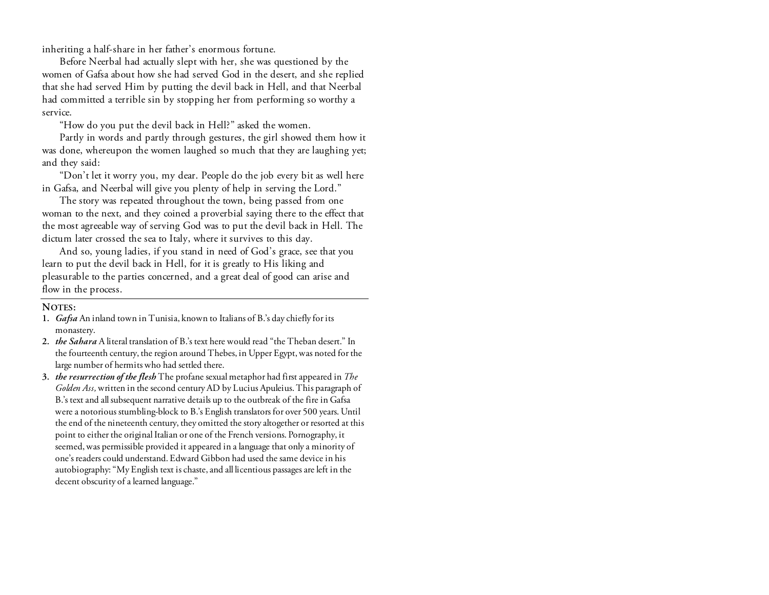inheriting a half-share in her father's enormous fortune.

Before Neerbal had actually slept with her, she was questioned by the women of Gafsa about how she had served God in the desert, and she replied that she had served Him by putting the devil back in Hell, and that Neerbal had committed a terrible sin by stopping her from performing so worthy a service.

"How do you put the devil back in Hell?" asked the women.

Partly in words and partly through gestures, the girl showed them how it was done, whereupon the women laughed so much that they are laughing yet; and they said:

"Don't let it worry you, my dear. People do the job every bit as well here in Gafsa, and Neerbal will give you plenty of help in serving the Lord."

The story was repeated throughout the town, being passed from one woman to the next, and they coined a proverbial saying there to the effect that the most agreeable way of serving God was to put the devil back in Hell. The dictum later crossed the sea to Italy, where it survives to this day.

And so, young ladies, if you stand in need of God's grace, see that you learn to put the devil back in Hell, for it is greatly to His liking and pleasurable to the parties concerned, and a great deal of good can arise and flow in the process.

---

**NOTES:**

1. ***Gafsa*** An inland town in Tunisia, known to Italians of B.'s day chiefly for its monastery.
2. ***the Sahara*** A literal translation of B.'s text here would read "the Theban desert." In the fourteenth century, the region around Thebes, in Upper Egypt, was noted for the large number of hermits who had settled there.
3. ***the resurrection of the flesh*** The profane sexual metaphor had first appeared in *The Golden Ass,* written in the second century AD by Lucius Apuleius. This paragraph of B.'s text and all subsequent narrative details up to the outbreak of the fire in Gafsa were a notorious stumbling-block to B.'s English translators for over 500 years. Until the end of the nineteenth century, they omitted the story altogether or resorted at this point to either the original Italian or one of the French versions. Pornography, it seemed, was permissible provided it appeared in a language that only a minority of one's readers could understand. Edward Gibbon had used the same device in his autobiography: "My English text is chaste, and all licentious passages are left in the decent obscurity of a learned language."